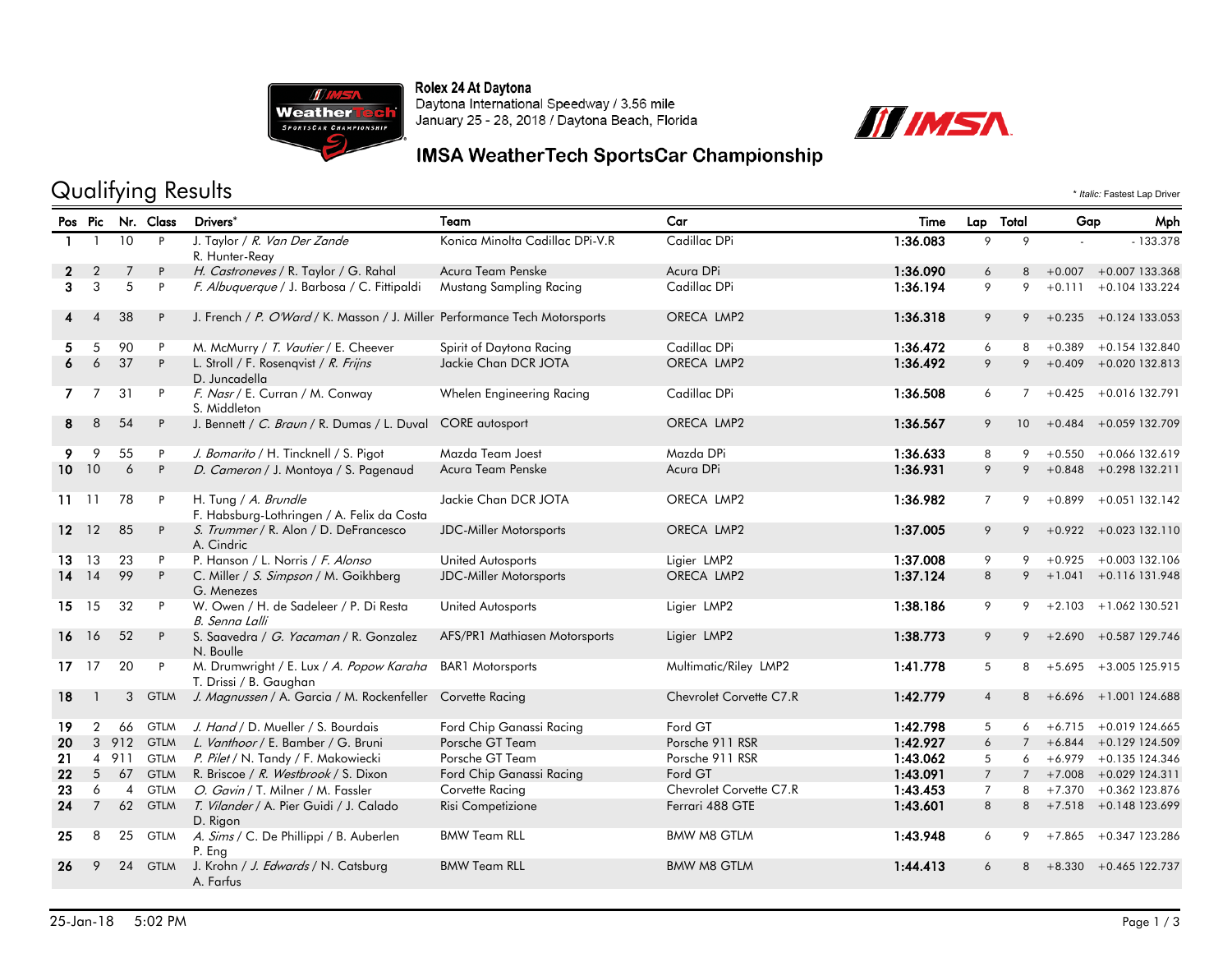Rolex 24 At Daytona
Daytona International Speedway / 3.56 mile
January 25 - 28, 2018 / Daytona Beach, Florida

## IMSA WeatherTech SportsCar Championship

# Qualifying Results

* *Italic:* Fastest Lap Driver

| Pos | Pic | Nr. | Class | Drivers* | Team | Car | Time | Lap | Total | Gap | | Mph |
|---|---|---|---|---|---|---|---|---|---|---|---|---|
| 1 | 1 | 10 | P | J. Taylor / *R. Van Der Zande* R. Hunter-Reay | Konica Minolta Cadillac DPi-V.R | Cadillac DPi | 1:36.083 | 9 | 9 | - | - | 133.378 |
| 2 | 2 | 7 | P | *H. Castroneves* / R. Taylor / G. Rahal | Acura Team Penske | Acura DPi | 1:36.090 | 6 | 8 | +0.007 | +0.007 | 133.368 |
| 3 | 3 | 5 | P | *F. Albuquerque* / J. Barbosa / C. Fittipaldi | Mustang Sampling Racing | Cadillac DPi | 1:36.194 | 9 | 9 | +0.111 | +0.104 | 133.224 |
| 4 | 4 | 38 | P | J. French / *P. O'Ward* / K. Masson / J. Miller | Performance Tech Motorsports | ORECA LMP2 | 1:36.318 | 9 | 9 | +0.235 | +0.124 | 133.053 |
| 5 | 5 | 90 | P | M. McMurry / *T. Vautier* / E. Cheever | Spirit of Daytona Racing | Cadillac DPi | 1:36.472 | 6 | 8 | +0.389 | +0.154 | 132.840 |
| 6 | 6 | 37 | P | L. Stroll / F. Rosenqvist / *R. Frijns* D. Juncadella | Jackie Chan DCR JOTA | ORECA LMP2 | 1:36.492 | 9 | 9 | +0.409 | +0.020 | 132.813 |
| 7 | 7 | 31 | P | *F. Nasr* / E. Curran / M. Conway S. Middleton | Whelen Engineering Racing | Cadillac DPi | 1:36.508 | 6 | 7 | +0.425 | +0.016 | 132.791 |
| 8 | 8 | 54 | P | J. Bennett / *C. Braun* / R. Dumas / L. Duval | CORE autosport | ORECA LMP2 | 1:36.567 | 9 | 10 | +0.484 | +0.059 | 132.709 |
| 9 | 9 | 55 | P | *J. Bomarito* / H. Tincknell / S. Pigot | Mazda Team Joest | Mazda DPi | 1:36.633 | 8 | 9 | +0.550 | +0.066 | 132.619 |
| 10 | 10 | 6 | P | *D. Cameron* / J. Montoya / S. Pagenaud | Acura Team Penske | Acura DPi | 1:36.931 | 9 | 9 | +0.848 | +0.298 | 132.211 |
| 11 | 11 | 78 | P | H. Tung / *A. Brundle* F. Habsburg-Lothringen / A. Felix da Costa | Jackie Chan DCR JOTA | ORECA LMP2 | 1:36.982 | 7 | 9 | +0.899 | +0.051 | 132.142 |
| 12 | 12 | 85 | P | *S. Trummer* / R. Alon / D. DeFrancesco A. Cindric | JDC-Miller Motorsports | ORECA LMP2 | 1:37.005 | 9 | 9 | +0.922 | +0.023 | 132.110 |
| 13 | 13 | 23 | P | P. Hanson / L. Norris / *F. Alonso* | United Autosports | Ligier LMP2 | 1:37.008 | 9 | 9 | +0.925 | +0.003 | 132.106 |
| 14 | 14 | 99 | P | C. Miller / *S. Simpson* / M. Goikhberg G. Menezes | JDC-Miller Motorsports | ORECA LMP2 | 1:37.124 | 8 | 9 | +1.041 | +0.116 | 131.948 |
| 15 | 15 | 32 | P | W. Owen / H. de Sadeleer / P. Di Resta *B. Senna Lalli* | United Autosports | Ligier LMP2 | 1:38.186 | 9 | 9 | +2.103 | +1.062 | 130.521 |
| 16 | 16 | 52 | P | S. Saavedra / *G. Yacaman* / R. Gonzalez N. Boulle | AFS/PR1 Mathiasen Motorsports | Ligier LMP2 | 1:38.773 | 9 | 9 | +2.690 | +0.587 | 129.746 |
| 17 | 17 | 20 | P | M. Drumwright / E. Lux / *A. Popow Karaha* T. Drissi / B. Gaughan | BAR1 Motorsports | Multimatic/Riley LMP2 | 1:41.778 | 5 | 8 | +5.695 | +3.005 | 125.915 |
| 18 | 1 | 3 | GTLM | *J. Magnussen* / A. Garcia / M. Rockenfeller | Corvette Racing | Chevrolet Corvette C7.R | 1:42.779 | 4 | 8 | +6.696 | +1.001 | 124.688 |
| 19 | 2 | 66 | GTLM | *J. Hand* / D. Mueller / S. Bourdais | Ford Chip Ganassi Racing | Ford GT | 1:42.798 | 5 | 6 | +6.715 | +0.019 | 124.665 |
| 20 | 3 | 912 | GTLM | *L. Vanthoor* / E. Bamber / G. Bruni | Porsche GT Team | Porsche 911 RSR | 1:42.927 | 6 | 7 | +6.844 | +0.129 | 124.509 |
| 21 | 4 | 911 | GTLM | *P. Pilet* / N. Tandy / F. Makowiecki | Porsche GT Team | Porsche 911 RSR | 1:43.062 | 5 | 6 | +6.979 | +0.135 | 124.346 |
| 22 | 5 | 67 | GTLM | R. Briscoe / *R. Westbrook* / S. Dixon | Ford Chip Ganassi Racing | Ford GT | 1:43.091 | 7 | 7 | +7.008 | +0.029 | 124.311 |
| 23 | 6 | 4 | GTLM | *O. Gavin* / T. Milner / M. Fassler | Corvette Racing | Chevrolet Corvette C7.R | 1:43.453 | 7 | 8 | +7.370 | +0.362 | 123.876 |
| 24 | 7 | 62 | GTLM | *T. Vilander* / A. Pier Guidi / J. Calado D. Rigon | Risi Competizione | Ferrari 488 GTE | 1:43.601 | 8 | 8 | +7.518 | +0.148 | 123.699 |
| 25 | 8 | 25 | GTLM | *A. Sims* / C. De Phillippi / B. Auberlen P. Eng | BMW Team RLL | BMW M8 GTLM | 1:43.948 | 6 | 9 | +7.865 | +0.347 | 123.286 |
| 26 | 9 | 24 | GTLM | J. Krohn / *J. Edwards* / N. Catsburg A. Farfus | BMW Team RLL | BMW M8 GTLM | 1:44.413 | 6 | 8 | +8.330 | +0.465 | 122.737 |

25-Jan-18 5:02 PM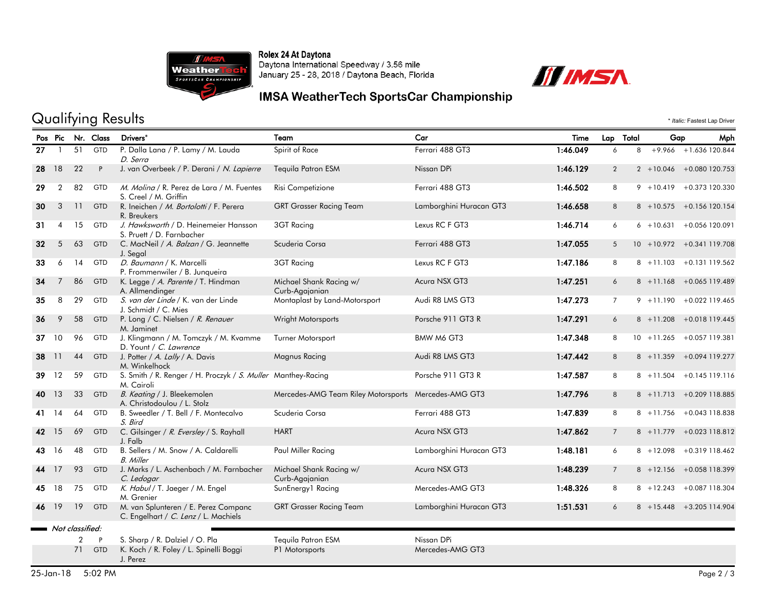Rolex 24 At Daytona
Daytona International Speedway / 3.56 mile
January 25 - 28, 2018 / Daytona Beach, Florida

## IMSA WeatherTech SportsCar Championship

# Qualifying Results

\* *Italic:* Fastest Lap Driver

| Pos | Pic | Nr. | Class | Drivers* | Team | Car | Time | Lap | Total | Gap | | Mph |
|---|---|---|---|---|---|---|---|---|---|---|---|---|
| 27 | 1 | 51 | GTD | P. Dalla Lana / P. Lamy / M. Lauda / *D. Serra* | Spirit of Race | Ferrari 488 GT3 | 1:46.049 | 6 | 8 | +9.966 | +1.636 | 120.844 |
| 28 | 18 | 22 | P | J. van Overbeek / P. Derani / *N. Lapierre* | Tequila Patron ESM | Nissan DPi | 1:46.129 | 2 | 2 | +10.046 | +0.080 | 120.753 |
| 29 | 2 | 82 | GTD | *M. Molina* / R. Perez de Lara / M. Fuentes / S. Creel / M. Griffin | Risi Competizione | Ferrari 488 GT3 | 1:46.502 | 8 | 9 | +10.419 | +0.373 | 120.330 |
| 30 | 3 | 11 | GTD | R. Ineichen / *M. Bortolotti* / F. Perera / R. Breukers | GRT Grasser Racing Team | Lamborghini Huracan GT3 | 1:46.658 | 8 | 8 | +10.575 | +0.156 | 120.154 |
| 31 | 4 | 15 | GTD | *J. Hawksworth* / D. Heinemeier Hansson / S. Pruett / D. Farnbacher | 3GT Racing | Lexus RC F GT3 | 1:46.714 | 6 | 6 | +10.631 | +0.056 | 120.091 |
| 32 | 5 | 63 | GTD | C. MacNeil / *A. Balzan* / G. Jeannette / J. Segal | Scuderia Corsa | Ferrari 488 GT3 | 1:47.055 | 5 | 10 | +10.972 | +0.341 | 119.708 |
| 33 | 6 | 14 | GTD | *D. Baumann* / K. Marcelli / P. Frommenwiler / B. Junqueira | 3GT Racing | Lexus RC F GT3 | 1:47.186 | 8 | 8 | +11.103 | +0.131 | 119.562 |
| 34 | 7 | 86 | GTD | K. Legge / *A. Parente* / T. Hindman / A. Allmendinger | Michael Shank Racing w/ Curb-Agajanian | Acura NSX GT3 | 1:47.251 | 6 | 8 | +11.168 | +0.065 | 119.489 |
| 35 | 8 | 29 | GTD | *S. van der Linde* / K. van der Linde / J. Schmidt / C. Mies | Montaplast by Land-Motorsport | Audi R8 LMS GT3 | 1:47.273 | 7 | 9 | +11.190 | +0.022 | 119.465 |
| 36 | 9 | 58 | GTD | P. Long / C. Nielsen / *R. Renauer* / M. Jaminet | Wright Motorsports | Porsche 911 GT3 R | 1:47.291 | 6 | 8 | +11.208 | +0.018 | 119.445 |
| 37 | 10 | 96 | GTD | J. Klingmann / M. Tomczyk / M. Kvamme / D. Yount / *C. Lawrence* | Turner Motorsport | BMW M6 GT3 | 1:47.348 | 8 | 10 | +11.265 | +0.057 | 119.381 |
| 38 | 11 | 44 | GTD | J. Potter / *A. Lally* / A. Davis / M. Winkelhock | Magnus Racing | Audi R8 LMS GT3 | 1:47.442 | 8 | 8 | +11.359 | +0.094 | 119.277 |
| 39 | 12 | 59 | GTD | S. Smith / R. Renger / H. Proczyk / *S. Muller* / M. Cairoli | Manthey-Racing | Porsche 911 GT3 R | 1:47.587 | 8 | 8 | +11.504 | +0.145 | 119.116 |
| 40 | 13 | 33 | GTD | *B. Keating* / J. Bleekemolen / A. Christodoulou / L. Stolz | Mercedes-AMG Team Riley Motorsports | Mercedes-AMG GT3 | 1:47.796 | 8 | 8 | +11.713 | +0.209 | 118.885 |
| 41 | 14 | 64 | GTD | B. Sweedler / T. Bell / F. Montecalvo / *S. Bird* | Scuderia Corsa | Ferrari 488 GT3 | 1:47.839 | 8 | 8 | +11.756 | +0.043 | 118.838 |
| 42 | 15 | 69 | GTD | C. Gilsinger / *R. Eversley* / S. Rayhall / J. Falb | HART | Acura NSX GT3 | 1:47.862 | 7 | 8 | +11.779 | +0.023 | 118.812 |
| 43 | 16 | 48 | GTD | B. Sellers / M. Snow / A. Caldarelli / *B. Miller* | Paul Miller Racing | Lamborghini Huracan GT3 | 1:48.181 | 6 | 8 | +12.098 | +0.319 | 118.462 |
| 44 | 17 | 93 | GTD | J. Marks / L. Aschenbach / M. Farnbacher / *C. Ledogar* | Michael Shank Racing w/ Curb-Agajanian | Acura NSX GT3 | 1:48.239 | 7 | 8 | +12.156 | +0.058 | 118.399 |
| 45 | 18 | 75 | GTD | *K. Habul* / T. Jaeger / M. Engel / M. Grenier | SunEnergy1 Racing | Mercedes-AMG GT3 | 1:48.326 | 8 | 8 | +12.243 | +0.087 | 118.304 |
| 46 | 19 | 19 | GTD | M. van Splunteren / E. Perez Companc / C. Engelhart / *C. Lenz* / L. Machiels | GRT Grasser Racing Team | Lamborghini Huracan GT3 | 1:51.531 | 6 | 8 | +15.448 | +3.205 | 114.904 |
| *Not classified:* | | | | | | | | | | | | |
| | | 2 | P | S. Sharp / R. Dalziel / O. Pla | Tequila Patron ESM | Nissan DPi | | | | | | |
| | | 71 | GTD | K. Koch / R. Foley / L. Spinelli Boggi / J. Perez | P1 Motorsports | Mercedes-AMG GT3 | | | | | | |

25-Jan-18 5:02 PM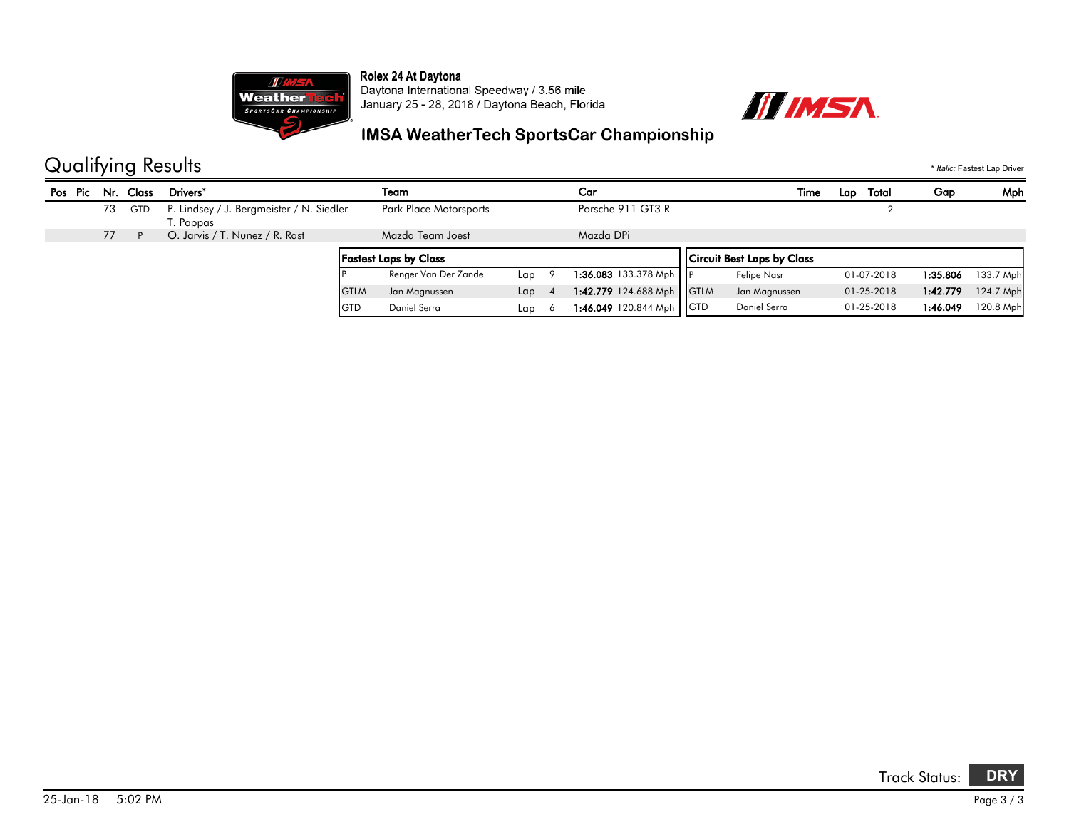Rolex 24 At Daytona
Daytona International Speedway / 3.56 mile
January 25 - 28, 2018 / Daytona Beach, Florida

## IMSA WeatherTech SportsCar Championship

# Qualifying Results

\* *Italic:* Fastest Lap Driver

| Pos | Pic | Nr. | Class | Drivers* | Team | Car | Time | Lap | Total | Gap | Mph |
|---|---|---|---|---|---|---|---|---|---|---|---|
| | | 73 | GTD | P. Lindsey / J. Bergmeister / N. Siedler T. Pappas | Park Place Motorsports | Porsche 911 GT3 R | | | 2 | | |
| | | 77 | P | O. Jarvis / T. Nunez / R. Rast | Mazda Team Joest | Mazda DPi | | | | | |

**Fastest Laps by Class**

| Class | Driver | | Lap | Time | Mph |
|---|---|---|---|---|---|
| P | Renger Van Der Zande | Lap | 9 | **1:36.083** | 133.378 Mph |
| GTLM | Jan Magnussen | Lap | 4 | **1:42.779** | 124.688 Mph |
| GTD | Daniel Serra | Lap | 6 | **1:46.049** | 120.844 Mph |

**Circuit Best Laps by Class**

| Class | Driver | Date | Time | Mph |
|---|---|---|---|---|
| P | Felipe Nasr | 01-07-2018 | **1:35.806** | 133.7 Mph |
| GTLM | Jan Magnussen | 01-25-2018 | **1:42.779** | 124.7 Mph |
| GTD | Daniel Serra | 01-25-2018 | **1:46.049** | 120.8 Mph |

Track Status: **DRY**

25-Jan-18 5:02 PM